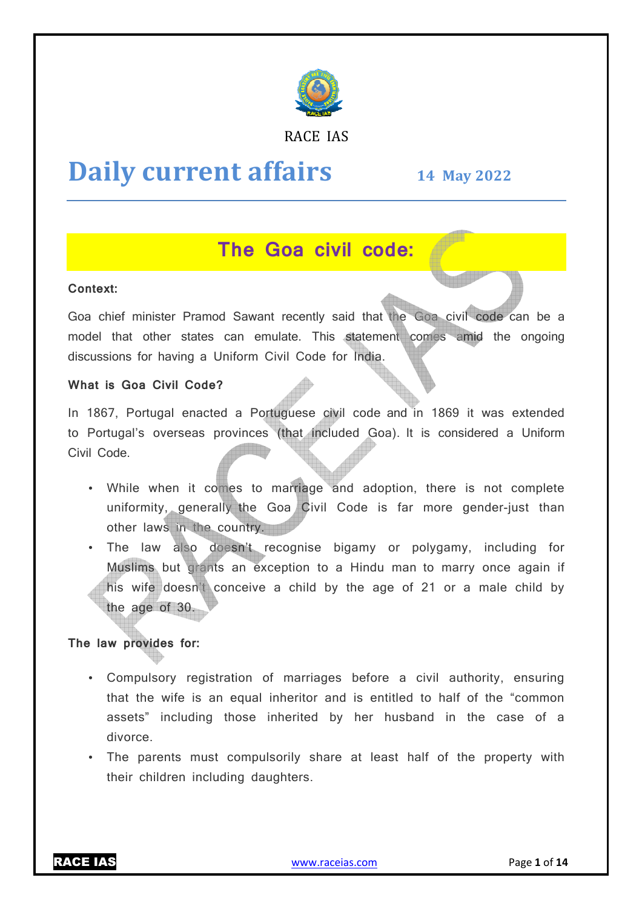RACE IAS

# Daily current affairs

**14 May 2022**

## The Goa civil code:

**Context:**

Goa chief minister Pramod Sawant recently said that the Goa civil code can be a model that other states can emulate. This statement comes amid the ongoing discussions for having a Uniform Civil Code for India.

**What is Goa Civil Code?**

In 1867, Portugal enacted a Portuguese civil code and in 1869 it was extended to Portugal's overseas provinces (that included Goa). It is considered a Uniform Civil Code.

- While when it comes to marriage and adoption, there is not complete uniformity, generally the Goa Civil Code is far more gender-just than other laws in the country.
- The law also doesn't recognise bigamy or polygamy, including for Muslims but grants an exception to a Hindu man to marry once again if his wife doesn't conceive a child by the age of 21 or a male child by the age of 30.

**The law provides for:**

- Compulsory registration of marriages before a civil authority, ensuring that the wife is an equal inheritor and is entitled to half of the "common assets" including those inherited by her husband in the case of a divorce.
- The parents must compulsorily share at least half of the property with their children including daughters.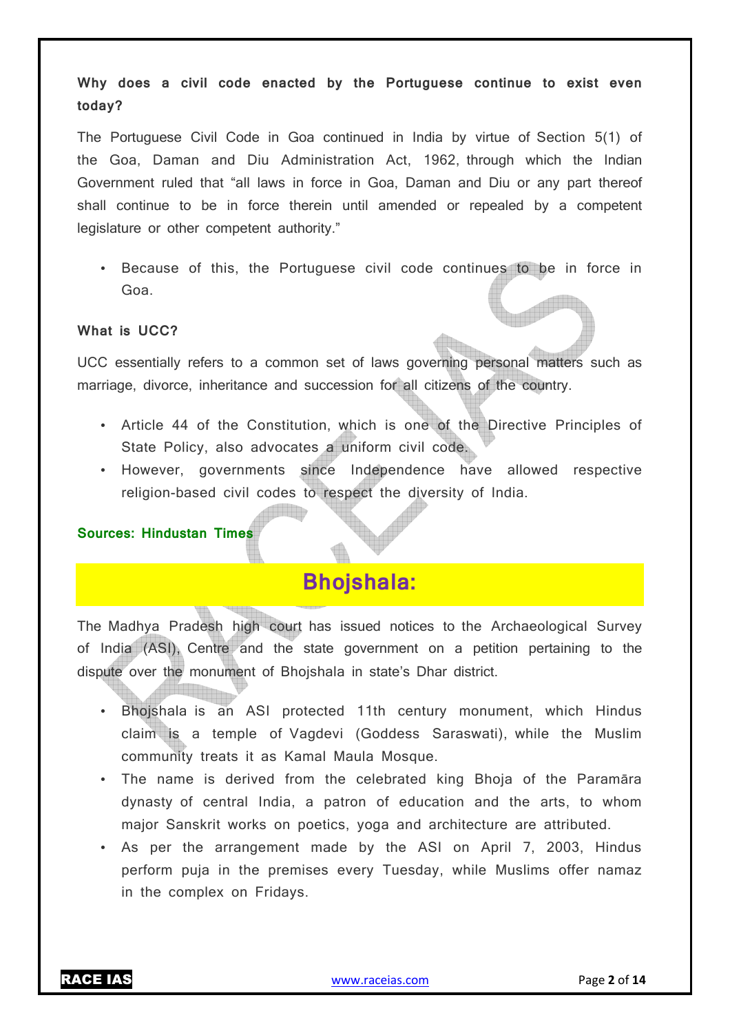**Why does a civil code enacted by the Portuguese continue to exist even today?**

The Portuguese Civil Code in Goa continued in India by virtue of Section 5(1) of the Goa, Daman and Diu Administration Act, 1962, through which the Indian Government ruled that "all laws in force in Goa, Daman and Diu or any part thereof shall continue to be in force therein until amended or repealed by a competent legislature or other competent authority."

- Because of this, the Portuguese civil code continues to be in force in Goa.

**What is UCC?**

UCC essentially refers to a common set of laws governing personal matters such as marriage, divorce, inheritance and succession for all citizens of the country.

- Article 44 of the Constitution, which is one of the Directive Principles of State Policy, also advocates a uniform civil code.
- However, governments since Independence have allowed respective religion-based civil codes to respect the diversity of India.

**Sources: Hindustan Times**

## Bhojshala:

The Madhya Pradesh high court has issued notices to the Archaeological Survey of India (ASI), Centre and the state government on a petition pertaining to the dispute over the monument of Bhojshala in state's Dhar district.

- Bhojshala is an ASI protected 11th century monument, which Hindus claim is a temple of Vagdevi (Goddess Saraswati), while the Muslim community treats it as Kamal Maula Mosque.
- The name is derived from the celebrated king Bhoja of the Paramāra dynasty of central India, a patron of education and the arts, to whom major Sanskrit works on poetics, yoga and architecture are attributed.
- As per the arrangement made by the ASI on April 7, 2003, Hindus perform puja in the premises every Tuesday, while Muslims offer namaz in the complex on Fridays.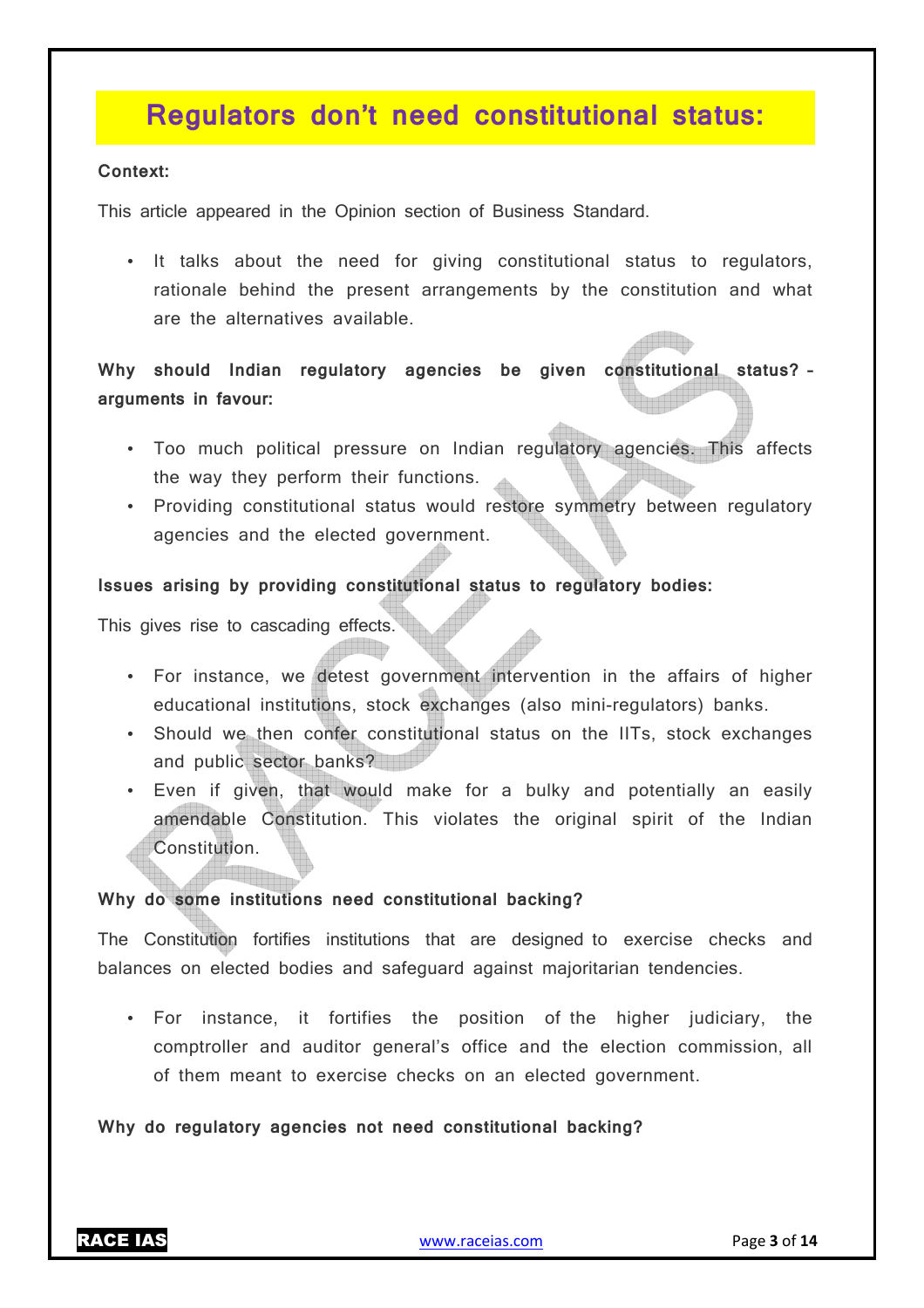# Regulators don't need constitutional status:

**Context:**

This article appeared in the Opinion section of Business Standard.

- It talks about the need for giving constitutional status to regulators, rationale behind the present arrangements by the constitution and what are the alternatives available.

**Why should Indian regulatory agencies be given constitutional status? - arguments in favour:**

- Too much political pressure on Indian regulatory agencies. This affects the way they perform their functions.
- Providing constitutional status would restore symmetry between regulatory agencies and the elected government.

**Issues arising by providing constitutional status to regulatory bodies:**

This gives rise to cascading effects.

- For instance, we detest government intervention in the affairs of higher educational institutions, stock exchanges (also mini-regulators) banks.
- Should we then confer constitutional status on the IITs, stock exchanges and public sector banks?
- Even if given, that would make for a bulky and potentially an easily amendable Constitution. This violates the original spirit of the Indian Constitution.

**Why do some institutions need constitutional backing?**

The Constitution fortifies institutions that are designed to exercise checks and balances on elected bodies and safeguard against majoritarian tendencies.

- For instance, it fortifies the position of the higher judiciary, the comptroller and auditor general's office and the election commission, all of them meant to exercise checks on an elected government.

**Why do regulatory agencies not need constitutional backing?**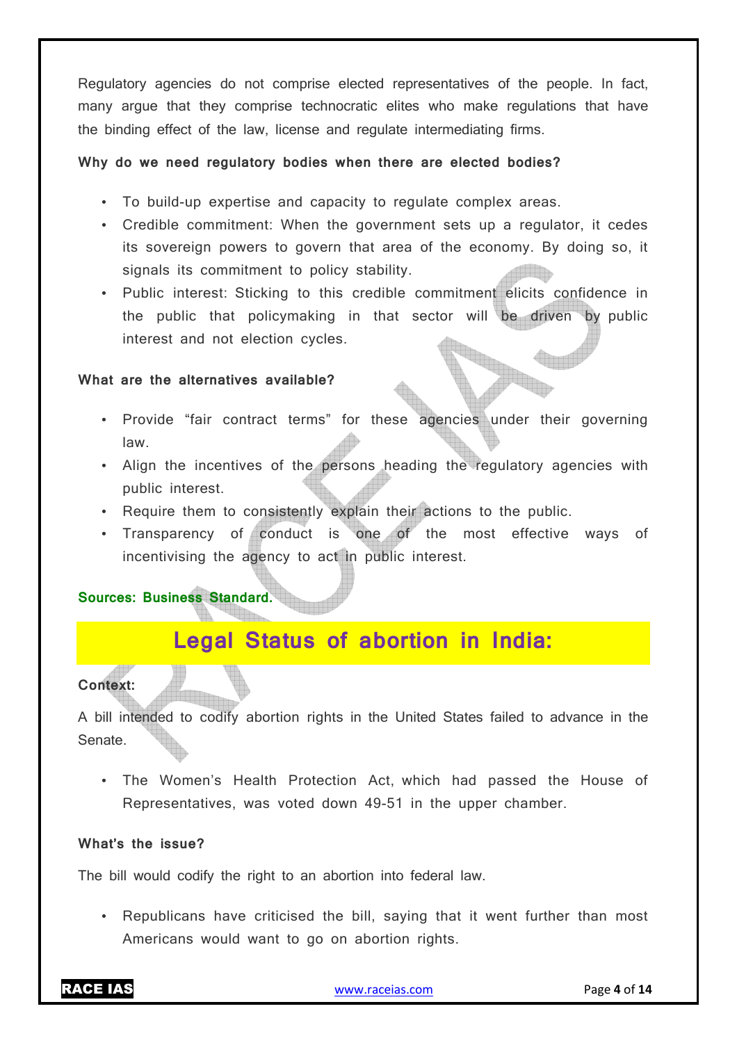Regulatory agencies do not comprise elected representatives of the people. In fact, many argue that they comprise technocratic elites who make regulations that have the binding effect of the law, license and regulate intermediating firms.

**Why do we need regulatory bodies when there are elected bodies?**

- To build-up expertise and capacity to regulate complex areas.
- Credible commitment: When the government sets up a regulator, it cedes its sovereign powers to govern that area of the economy. By doing so, it signals its commitment to policy stability.
- Public interest: Sticking to this credible commitment elicits confidence in the public that policymaking in that sector will be driven by public interest and not election cycles.

**What are the alternatives available?**

- Provide "fair contract terms" for these agencies under their governing law.
- Align the incentives of the persons heading the regulatory agencies with public interest.
- Require them to consistently explain their actions to the public.
- Transparency of conduct is one of the most effective ways of incentivising the agency to act in public interest.

**Sources: Business Standard.**

## Legal Status of abortion in India:

**Context:**

A bill intended to codify abortion rights in the United States failed to advance in the Senate.

- The Women's Health Protection Act, which had passed the House of Representatives, was voted down 49-51 in the upper chamber.

**What's the issue?**

The bill would codify the right to an abortion into federal law.

- Republicans have criticised the bill, saying that it went further than most Americans would want to go on abortion rights.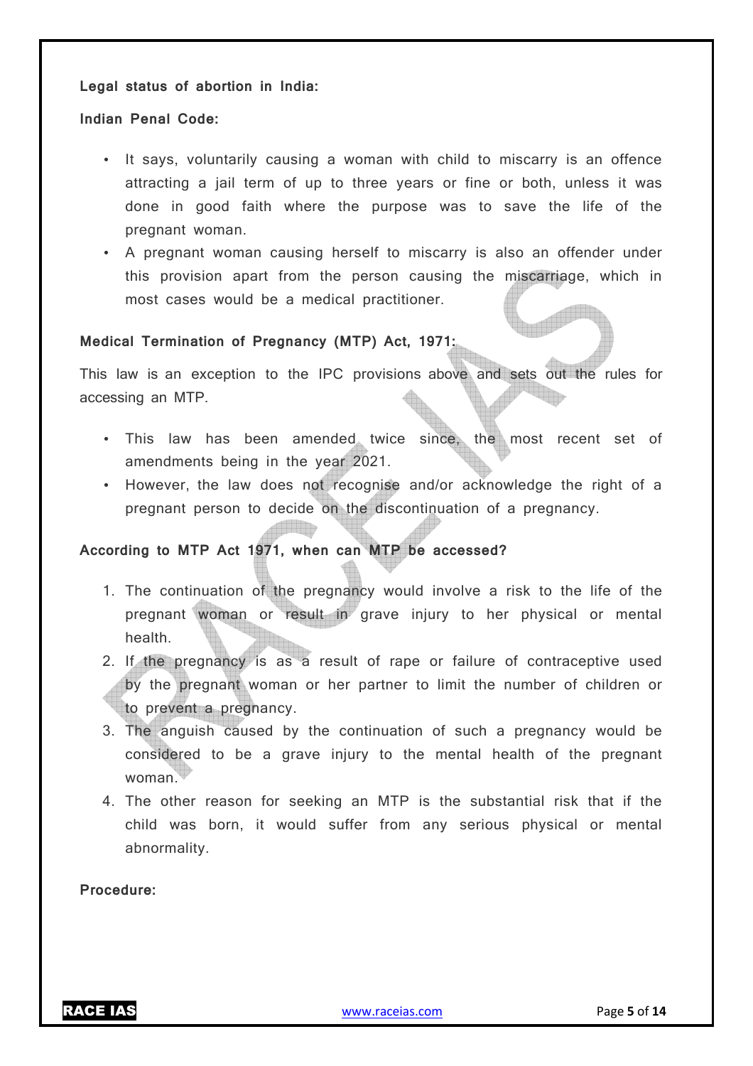**Legal status of abortion in India:**

**Indian Penal Code:**

- It says, voluntarily causing a woman with child to miscarry is an offence attracting a jail term of up to three years or fine or both, unless it was done in good faith where the purpose was to save the life of the pregnant woman.
- A pregnant woman causing herself to miscarry is also an offender under this provision apart from the person causing the miscarriage, which in most cases would be a medical practitioner.

**Medical Termination of Pregnancy (MTP) Act, 1971:**

This law is an exception to the IPC provisions above and sets out the rules for accessing an MTP.

- This law has been amended twice since, the most recent set of amendments being in the year 2021.
- However, the law does not recognise and/or acknowledge the right of a pregnant person to decide on the discontinuation of a pregnancy.

**According to MTP Act 1971, when can MTP be accessed?**

1. The continuation of the pregnancy would involve a risk to the life of the pregnant woman or result in grave injury to her physical or mental health.
2. If the pregnancy is as a result of rape or failure of contraceptive used by the pregnant woman or her partner to limit the number of children or to prevent a pregnancy.
3. The anguish caused by the continuation of such a pregnancy would be considered to be a grave injury to the mental health of the pregnant woman.
4. The other reason for seeking an MTP is the substantial risk that if the child was born, it would suffer from any serious physical or mental abnormality.

**Procedure:**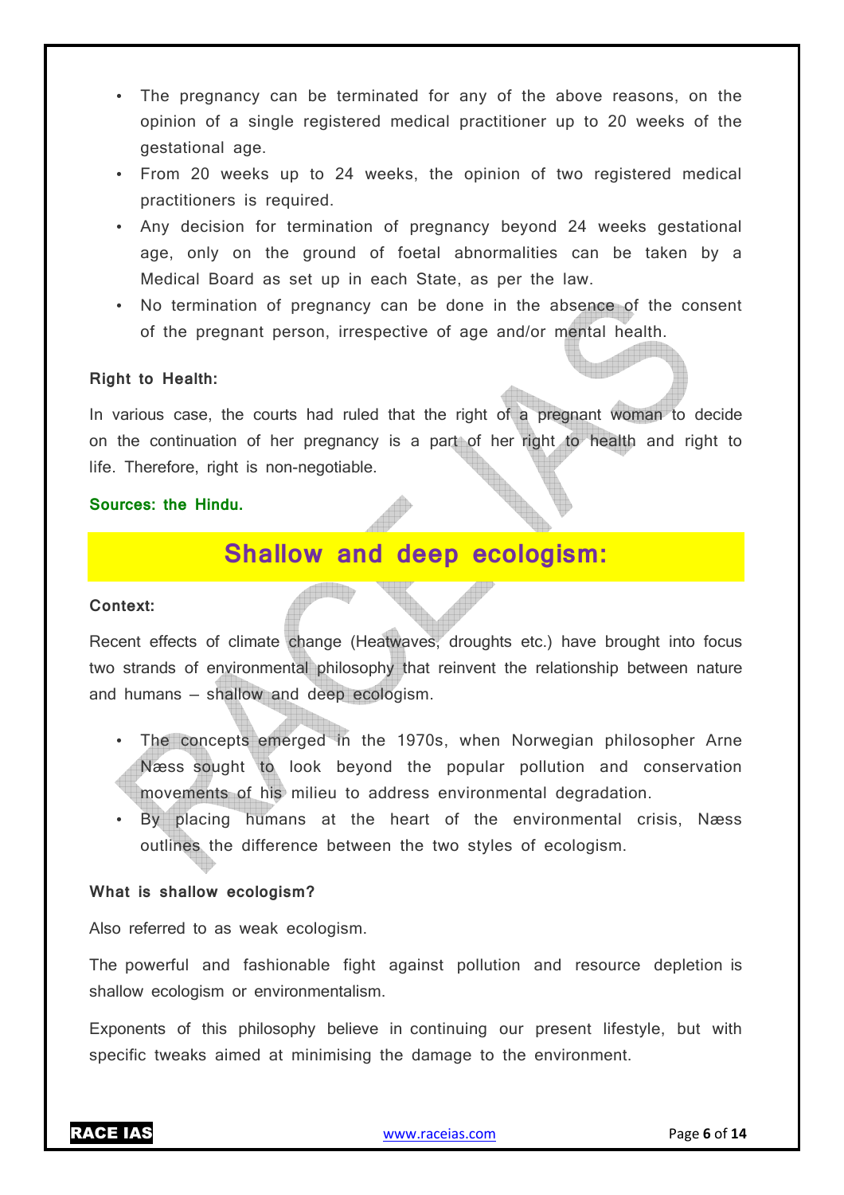- The pregnancy can be terminated for any of the above reasons, on the opinion of a single registered medical practitioner up to 20 weeks of the gestational age.
- From 20 weeks up to 24 weeks, the opinion of two registered medical practitioners is required.
- Any decision for termination of pregnancy beyond 24 weeks gestational age, only on the ground of foetal abnormalities can be taken by a Medical Board as set up in each State, as per the law.
- No termination of pregnancy can be done in the absence of the consent of the pregnant person, irrespective of age and/or mental health.

**Right to Health:**

In various case, the courts had ruled that the right of a pregnant woman to decide on the continuation of her pregnancy is a part of her right to health and right to life. Therefore, right is non-negotiable.

**Sources: the Hindu.**

## Shallow and deep ecologism:

**Context:**

Recent effects of climate change (Heatwaves, droughts etc.) have brought into focus two strands of environmental philosophy that reinvent the relationship between nature and humans – shallow and deep ecologism.

- The concepts emerged in the 1970s, when Norwegian philosopher Arne Næss sought to look beyond the popular pollution and conservation movements of his milieu to address environmental degradation.
- By placing humans at the heart of the environmental crisis, Næss outlines the difference between the two styles of ecologism.

**What is shallow ecologism?**

Also referred to as weak ecologism.

The powerful and fashionable fight against pollution and resource depletion is shallow ecologism or environmentalism.

Exponents of this philosophy believe in continuing our present lifestyle, but with specific tweaks aimed at minimising the damage to the environment.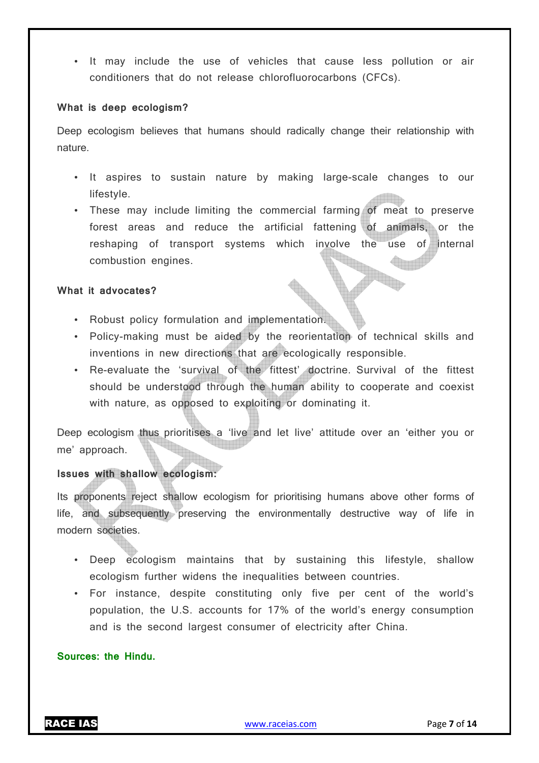- It may include the use of vehicles that cause less pollution or air conditioners that do not release chlorofluorocarbons (CFCs).

**What is deep ecologism?**

Deep ecologism believes that humans should radically change their relationship with nature.

- It aspires to sustain nature by making large-scale changes to our lifestyle.
- These may include limiting the commercial farming of meat to preserve forest areas and reduce the artificial fattening of animals, or the reshaping of transport systems which involve the use of internal combustion engines.

**What it advocates?**

- Robust policy formulation and implementation.
- Policy-making must be aided by the reorientation of technical skills and inventions in new directions that are ecologically responsible.
- Re-evaluate the 'survival of the fittest' doctrine. Survival of the fittest should be understood through the human ability to cooperate and coexist with nature, as opposed to exploiting or dominating it.

Deep ecologism thus prioritises a 'live and let live' attitude over an 'either you or me' approach.

**Issues with shallow ecologism:**

Its proponents reject shallow ecologism for prioritising humans above other forms of life, and subsequently preserving the environmentally destructive way of life in modern societies.

- Deep ecologism maintains that by sustaining this lifestyle, shallow ecologism further widens the inequalities between countries.
- For instance, despite constituting only five per cent of the world's population, the U.S. accounts for 17% of the world's energy consumption and is the second largest consumer of electricity after China.

**Sources: the Hindu.**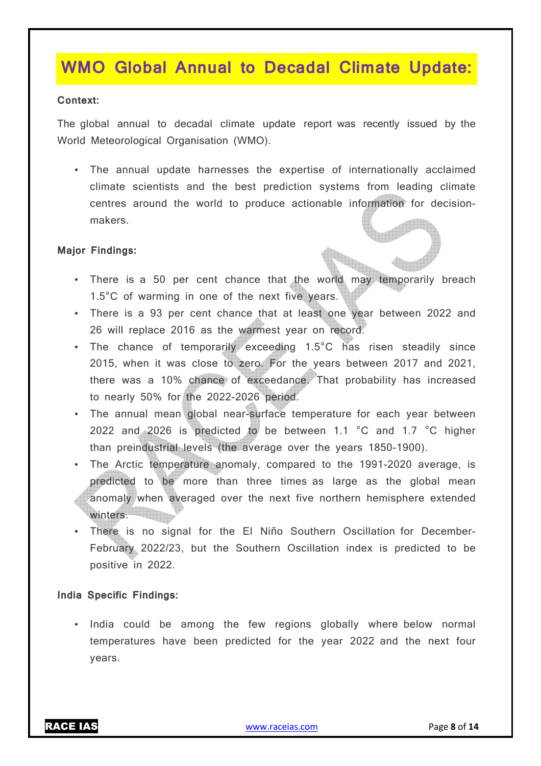# WMO Global Annual to Decadal Climate Update:

**Context:**

The global annual to decadal climate update report was recently issued by the World Meteorological Organisation (WMO).

- The annual update harnesses the expertise of internationally acclaimed climate scientists and the best prediction systems from leading climate centres around the world to produce actionable information for decision-makers.

**Major Findings:**

- There is a 50 per cent chance that the world may temporarily breach 1.5°C of warming in one of the next five years.
- There is a 93 per cent chance that at least one year between 2022 and 26 will replace 2016 as the warmest year on record.
- The chance of temporarily exceeding 1.5°C has risen steadily since 2015, when it was close to zero. For the years between 2017 and 2021, there was a 10% chance of exceedance. That probability has increased to nearly 50% for the 2022-2026 period.
- The annual mean global near-surface temperature for each year between 2022 and 2026 is predicted to be between 1.1 °C and 1.7 °C higher than preindustrial levels (the average over the years 1850-1900).
- The Arctic temperature anomaly, compared to the 1991-2020 average, is predicted to be more than three times as large as the global mean anomaly when averaged over the next five northern hemisphere extended winters.
- There is no signal for the El Niño Southern Oscillation for December-February 2022/23, but the Southern Oscillation index is predicted to be positive in 2022.

**India Specific Findings:**

- India could be among the few regions globally where below normal temperatures have been predicted for the year 2022 and the next four years.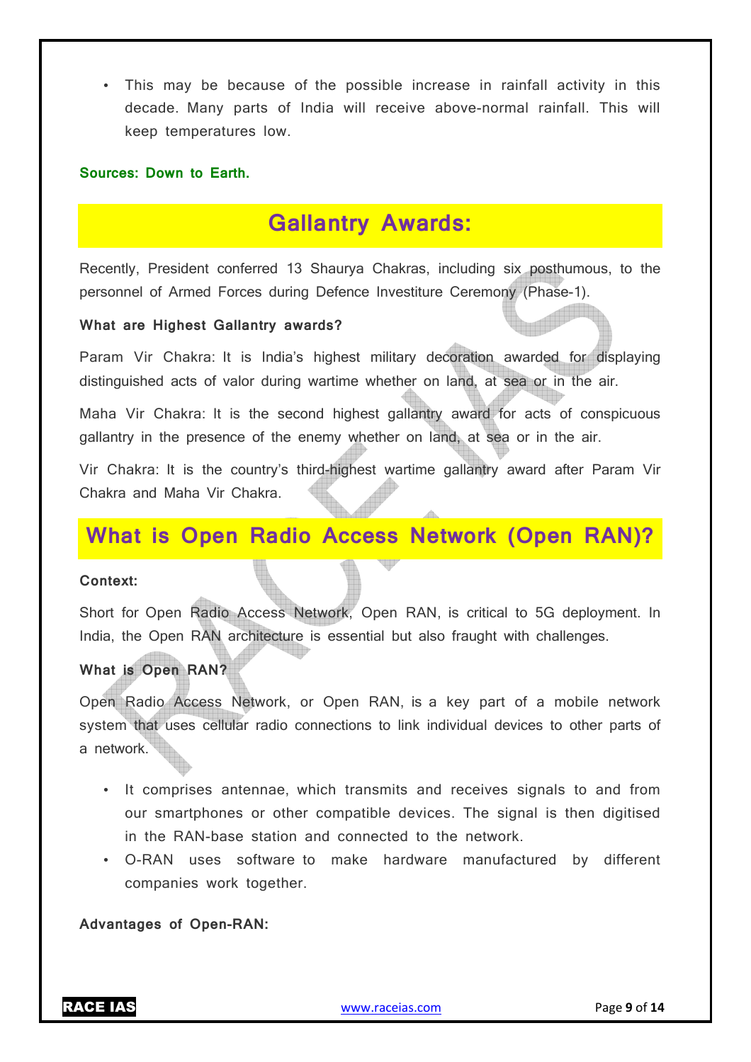- This may be because of the possible increase in rainfall activity in this decade. Many parts of India will receive above-normal rainfall. This will keep temperatures low.

**Sources: Down to Earth.**

## Gallantry Awards:

Recently, President conferred 13 Shaurya Chakras, including six posthumous, to the personnel of Armed Forces during Defence Investiture Ceremony (Phase-1).

**What are Highest Gallantry awards?**

Param Vir Chakra: It is India's highest military decoration awarded for displaying distinguished acts of valor during wartime whether on land, at sea or in the air.

Maha Vir Chakra: It is the second highest gallantry award for acts of conspicuous gallantry in the presence of the enemy whether on land, at sea or in the air.

Vir Chakra: It is the country's third-highest wartime gallantry award after Param Vir Chakra and Maha Vir Chakra.

## What is Open Radio Access Network (Open RAN)?

**Context:**

Short for Open Radio Access Network, Open RAN, is critical to 5G deployment. In India, the Open RAN architecture is essential but also fraught with challenges.

**What is Open RAN?**

Open Radio Access Network, or Open RAN, is a key part of a mobile network system that uses cellular radio connections to link individual devices to other parts of a network.

- It comprises antennae, which transmits and receives signals to and from our smartphones or other compatible devices. The signal is then digitised in the RAN-base station and connected to the network.
- O-RAN uses software to make hardware manufactured by different companies work together.

**Advantages of Open-RAN:**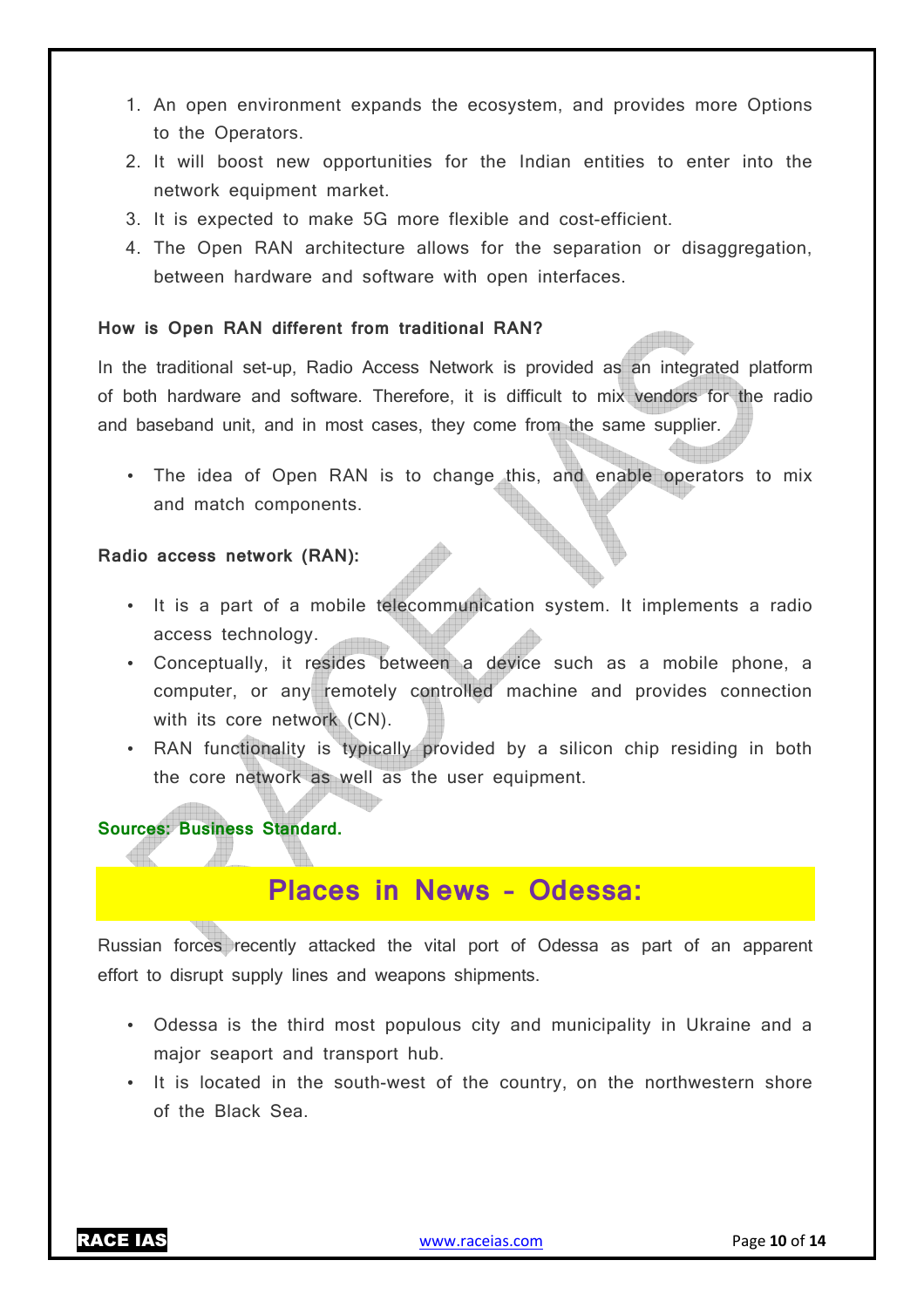1. An open environment expands the ecosystem, and provides more Options to the Operators.
2. It will boost new opportunities for the Indian entities to enter into the network equipment market.
3. It is expected to make 5G more flexible and cost-efficient.
4. The Open RAN architecture allows for the separation or disaggregation, between hardware and software with open interfaces.

**How is Open RAN different from traditional RAN?**

In the traditional set-up, Radio Access Network is provided as an integrated platform of both hardware and software. Therefore, it is difficult to mix vendors for the radio and baseband unit, and in most cases, they come from the same supplier.

- The idea of Open RAN is to change this, and enable operators to mix and match components.

**Radio access network (RAN):**

- It is a part of a mobile telecommunication system. It implements a radio access technology.
- Conceptually, it resides between a device such as a mobile phone, a computer, or any remotely controlled machine and provides connection with its core network (CN).
- RAN functionality is typically provided by a silicon chip residing in both the core network as well as the user equipment.

**Sources: Business Standard.**

## Places in News – Odessa:

Russian forces recently attacked the vital port of Odessa as part of an apparent effort to disrupt supply lines and weapons shipments.

- Odessa is the third most populous city and municipality in Ukraine and a major seaport and transport hub.
- It is located in the south-west of the country, on the northwestern shore of the Black Sea.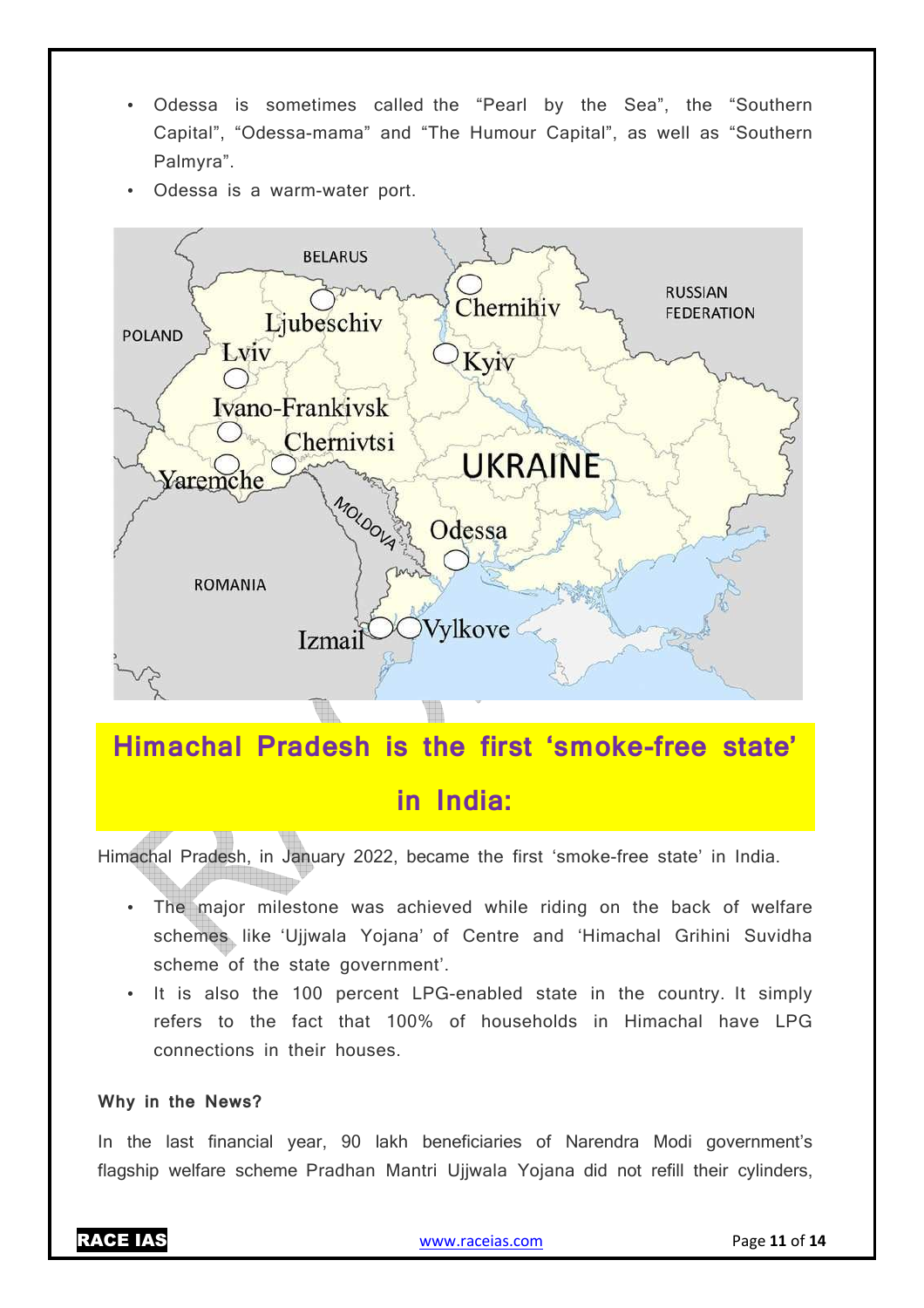- Odessa is sometimes called the "Pearl by the Sea", the "Southern Capital", "Odessa-mama" and "The Humour Capital", as well as "Southern Palmyra".
- Odessa is a warm-water port.

## Himachal Pradesh is the first 'smoke-free state' in India:

Himachal Pradesh, in January 2022, became the first 'smoke-free state' in India.

- The major milestone was achieved while riding on the back of welfare schemes like 'Ujjwala Yojana' of Centre and 'Himachal Grihini Suvidha scheme of the state government'.
- It is also the 100 percent LPG-enabled state in the country. It simply refers to the fact that 100% of households in Himachal have LPG connections in their houses.

**Why in the News?**

In the last financial year, 90 lakh beneficiaries of Narendra Modi government's flagship welfare scheme Pradhan Mantri Ujjwala Yojana did not refill their cylinders,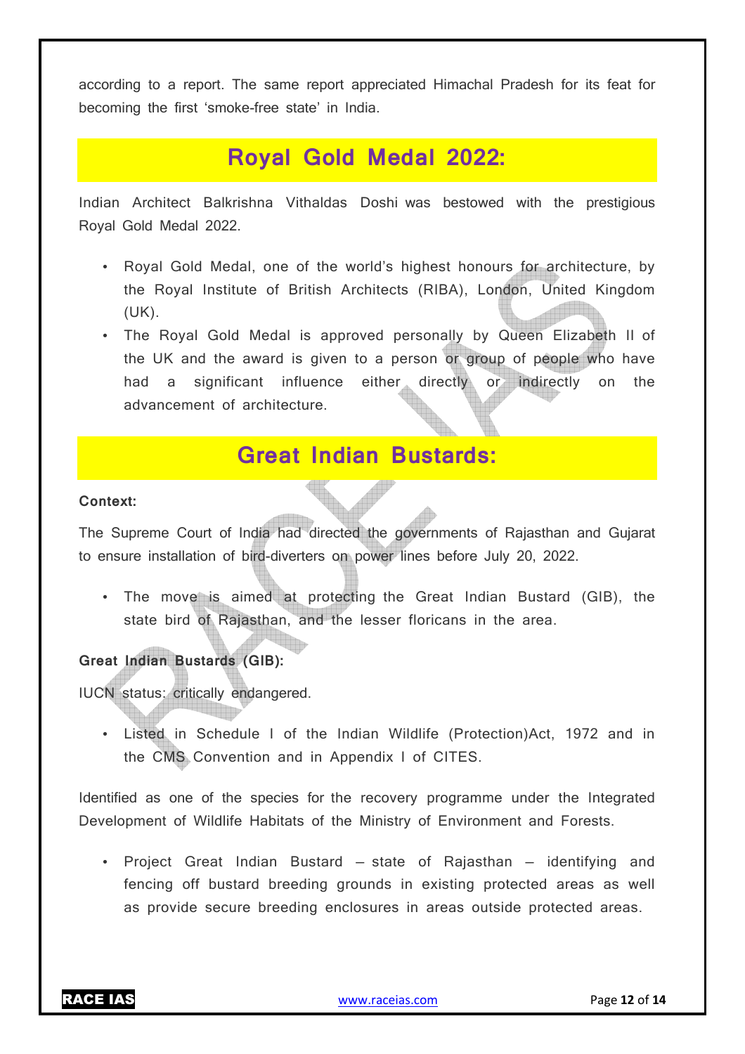according to a report. The same report appreciated Himachal Pradesh for its feat for becoming the first 'smoke-free state' in India.

## Royal Gold Medal 2022:

Indian Architect Balkrishna Vithaldas Doshi was bestowed with the prestigious Royal Gold Medal 2022.

- Royal Gold Medal, one of the world's highest honours for architecture, by the Royal Institute of British Architects (RIBA), London, United Kingdom (UK).
- The Royal Gold Medal is approved personally by Queen Elizabeth II of the UK and the award is given to a person or group of people who have had a significant influence either directly or indirectly on the advancement of architecture.

## Great Indian Bustards:

**Context:**

The Supreme Court of India had directed the governments of Rajasthan and Gujarat to ensure installation of bird-diverters on power lines before July 20, 2022.

- The move is aimed at protecting the Great Indian Bustard (GIB), the state bird of Rajasthan, and the lesser floricans in the area.

**Great Indian Bustards (GIB):**

IUCN status: critically endangered.

- Listed in Schedule I of the Indian Wildlife (Protection)Act, 1972 and in the CMS Convention and in Appendix I of CITES.

Identified as one of the species for the recovery programme under the Integrated Development of Wildlife Habitats of the Ministry of Environment and Forests.

- Project Great Indian Bustard – state of Rajasthan – identifying and fencing off bustard breeding grounds in existing protected areas as well as provide secure breeding enclosures in areas outside protected areas.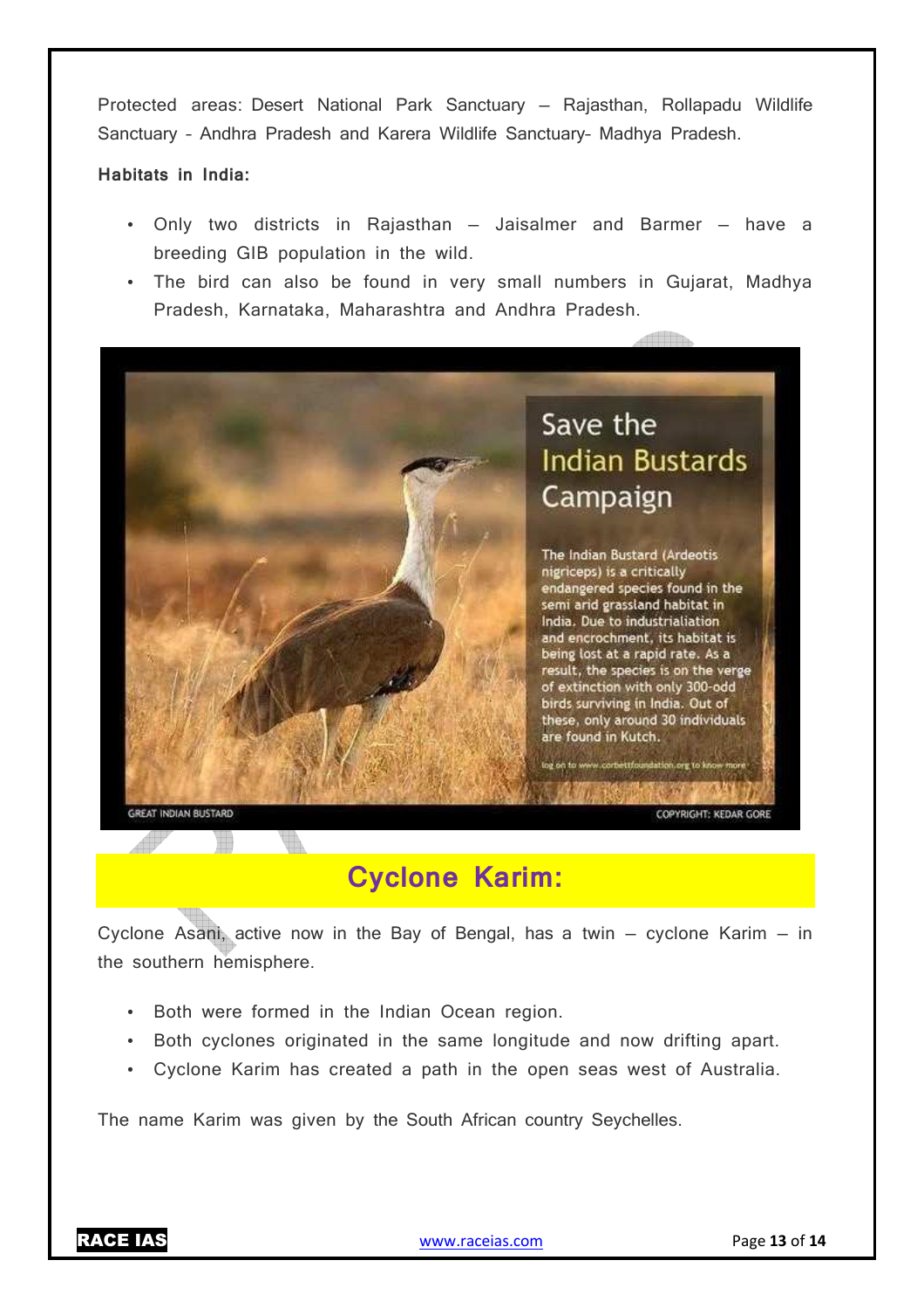Protected areas: Desert National Park Sanctuary – Rajasthan, Rollapadu Wildlife Sanctuary - Andhra Pradesh and Karera Wildlife Sanctuary- Madhya Pradesh.

**Habitats in India:**

- Only two districts in Rajasthan – Jaisalmer and Barmer – have a breeding GIB population in the wild.
- The bird can also be found in very small numbers in Gujarat, Madhya Pradesh, Karnataka, Maharashtra and Andhra Pradesh.

## Cyclone Karim:

Cyclone Asani, active now in the Bay of Bengal, has a twin – cyclone Karim – in the southern hemisphere.

- Both were formed in the Indian Ocean region.
- Both cyclones originated in the same longitude and now drifting apart.
- Cyclone Karim has created a path in the open seas west of Australia.

The name Karim was given by the South African country Seychelles.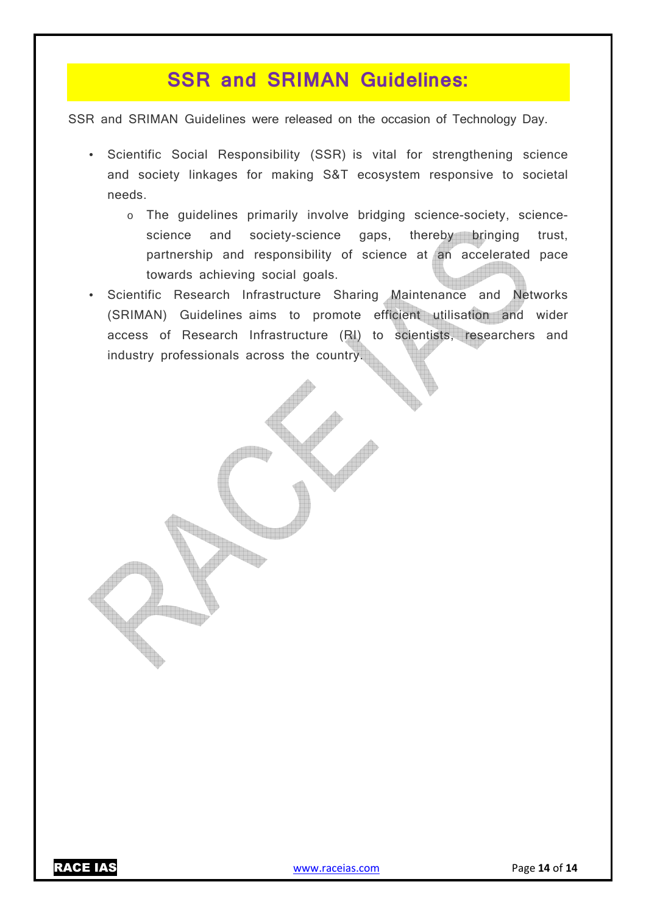## SSR and SRIMAN Guidelines:

SSR and SRIMAN Guidelines were released on the occasion of Technology Day.

- Scientific Social Responsibility (SSR) is vital for strengthening science and society linkages for making S&T ecosystem responsive to societal needs.
    - The guidelines primarily involve bridging science-society, science-science and society-science gaps, thereby bringing trust, partnership and responsibility of science at an accelerated pace towards achieving social goals.
- Scientific Research Infrastructure Sharing Maintenance and Networks (SRIMAN) Guidelines aims to promote efficient utilisation and wider access of Research Infrastructure (RI) to scientists, researchers and industry professionals across the country.